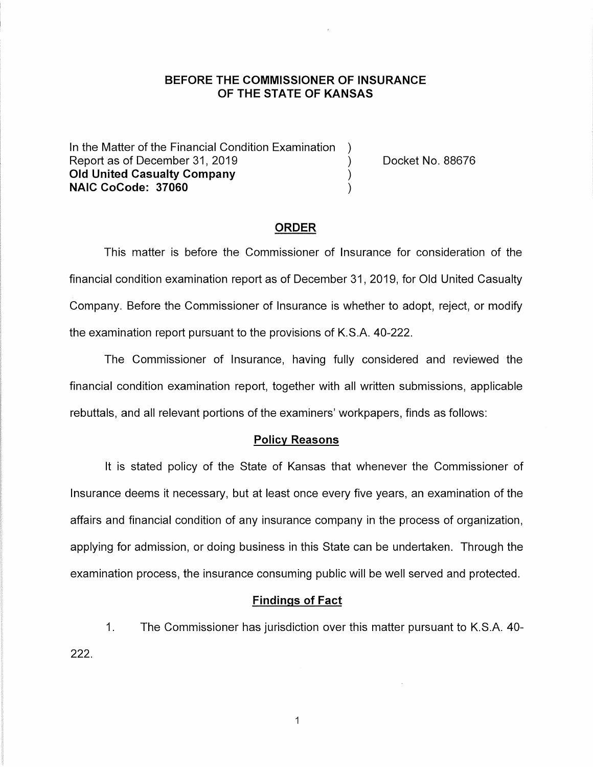**BEFORE THE COMMISSIONER OF INSURANCE**
**OF THE STATE OF KANSAS**

In the Matter of the Financial Condition Examination )
Report as of December 31, 2019 ) Docket No. 88676
**Old United Casualty Company** )
**NAIC CoCode: 37060** )

## ORDER

This matter is before the Commissioner of Insurance for consideration of the financial condition examination report as of December 31, 2019, for Old United Casualty Company. Before the Commissioner of Insurance is whether to adopt, reject, or modify the examination report pursuant to the provisions of K.S.A. 40-222.

The Commissioner of Insurance, having fully considered and reviewed the financial condition examination report, together with all written submissions, applicable rebuttals, and all relevant portions of the examiners' workpapers, finds as follows:

### Policy Reasons

It is stated policy of the State of Kansas that whenever the Commissioner of Insurance deems it necessary, but at least once every five years, an examination of the affairs and financial condition of any insurance company in the process of organization, applying for admission, or doing business in this State can be undertaken. Through the examination process, the insurance consuming public will be well served and protected.

### Findings of Fact

1. The Commissioner has jurisdiction over this matter pursuant to K.S.A. 40-222.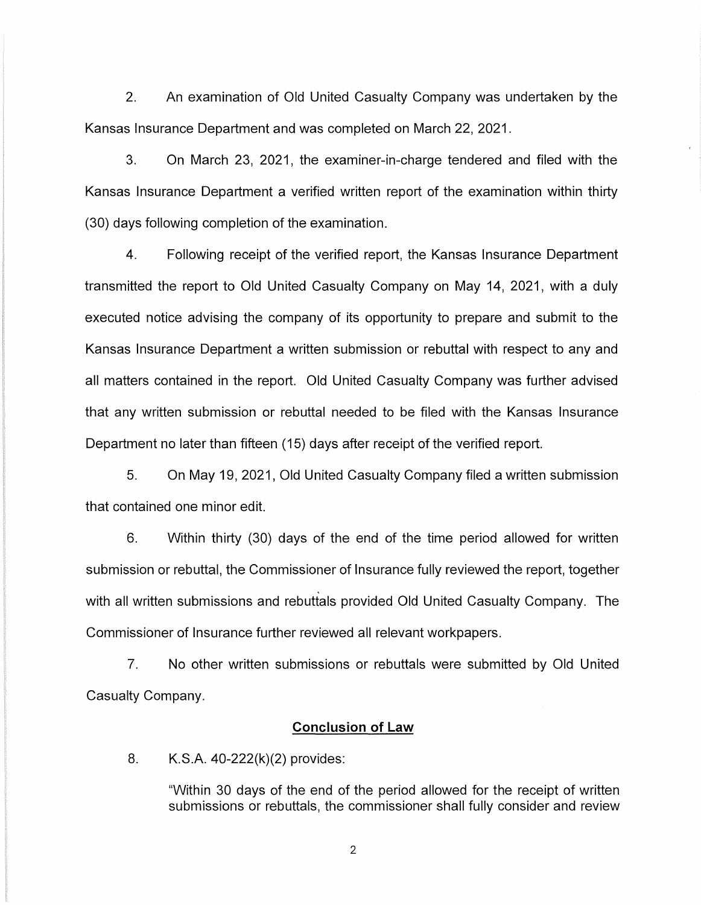2. An examination of Old United Casualty Company was undertaken by the Kansas Insurance Department and was completed on March 22, 2021.

3. On March 23, 2021, the examiner-in-charge tendered and filed with the Kansas Insurance Department a verified written report of the examination within thirty (30) days following completion of the examination.

4. Following receipt of the verified report, the Kansas Insurance Department transmitted the report to Old United Casualty Company on May 14, 2021, with a duly executed notice advising the company of its opportunity to prepare and submit to the Kansas Insurance Department a written submission or rebuttal with respect to any and all matters contained in the report. Old United Casualty Company was further advised that any written submission or rebuttal needed to be filed with the Kansas Insurance Department no later than fifteen (15) days after receipt of the verified report.

5. On May 19, 2021, Old United Casualty Company filed a written submission that contained one minor edit.

6. Within thirty (30) days of the end of the time period allowed for written submission or rebuttal, the Commissioner of Insurance fully reviewed the report, together with all written submissions and rebuttals provided Old United Casualty Company. The Commissioner of Insurance further reviewed all relevant workpapers.

7. No other written submissions or rebuttals were submitted by Old United Casualty Company.

## Conclusion of Law

8. K.S.A. 40-222(k)(2) provides:

> "Within 30 days of the end of the period allowed for the receipt of written submissions or rebuttals, the commissioner shall fully consider and review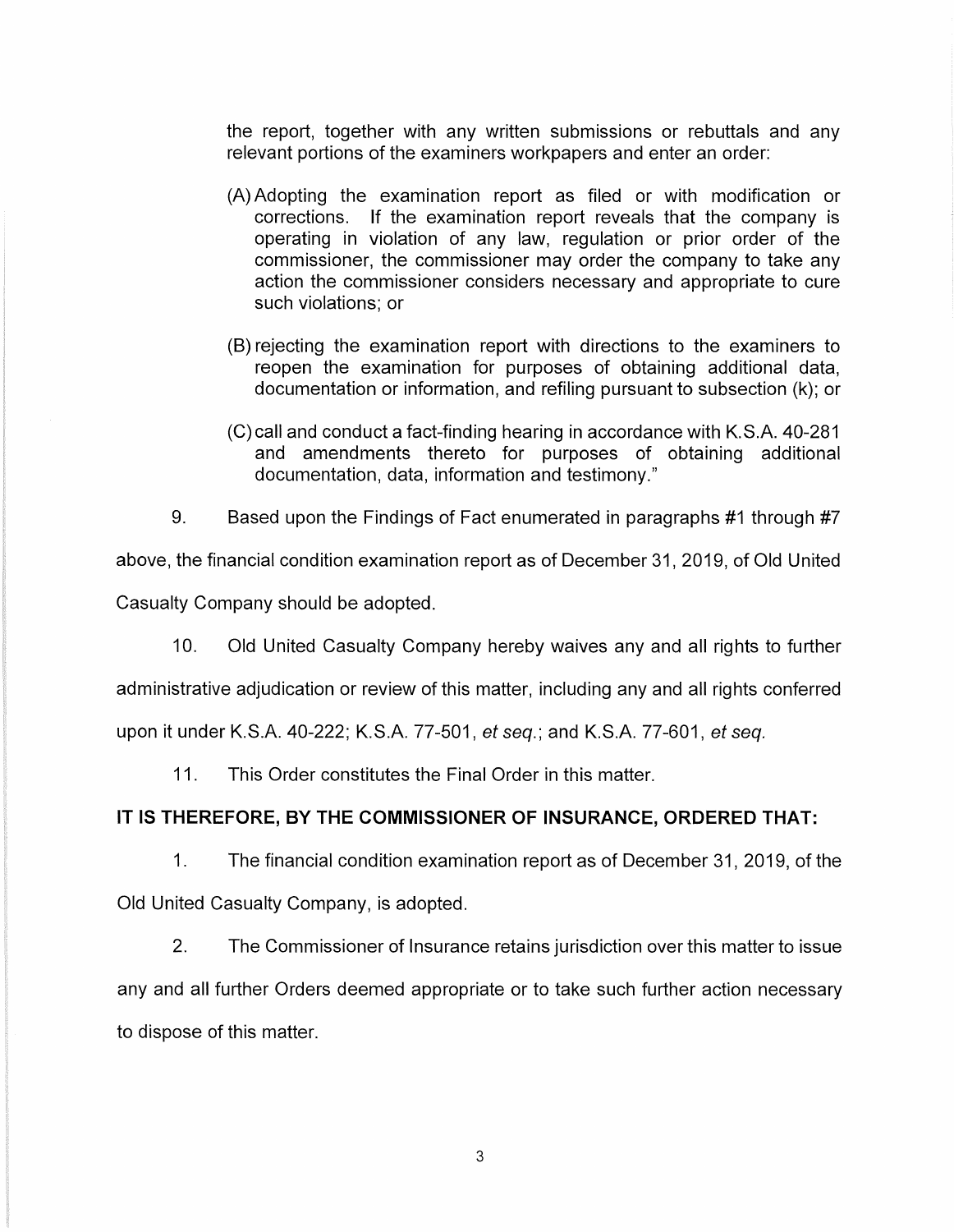the report, together with any written submissions or rebuttals and any relevant portions of the examiners workpapers and enter an order:

(A) Adopting the examination report as filed or with modification or corrections. If the examination report reveals that the company is operating in violation of any law, regulation or prior order of the commissioner, the commissioner may order the company to take any action the commissioner considers necessary and appropriate to cure such violations; or

(B) rejecting the examination report with directions to the examiners to reopen the examination for purposes of obtaining additional data, documentation or information, and refiling pursuant to subsection (k); or

(C) call and conduct a fact-finding hearing in accordance with K.S.A. 40-281 and amendments thereto for purposes of obtaining additional documentation, data, information and testimony."

9. Based upon the Findings of Fact enumerated in paragraphs #1 through #7 above, the financial condition examination report as of December 31, 2019, of Old United Casualty Company should be adopted.

10. Old United Casualty Company hereby waives any and all rights to further administrative adjudication or review of this matter, including any and all rights conferred upon it under K.S.A. 40-222; K.S.A. 77-501, *et seq.*; and K.S.A. 77-601, *et seq.*

11. This Order constitutes the Final Order in this matter.

**IT IS THEREFORE, BY THE COMMISSIONER OF INSURANCE, ORDERED THAT:**

1. The financial condition examination report as of December 31, 2019, of the Old United Casualty Company, is adopted.

2. The Commissioner of Insurance retains jurisdiction over this matter to issue any and all further Orders deemed appropriate or to take such further action necessary to dispose of this matter.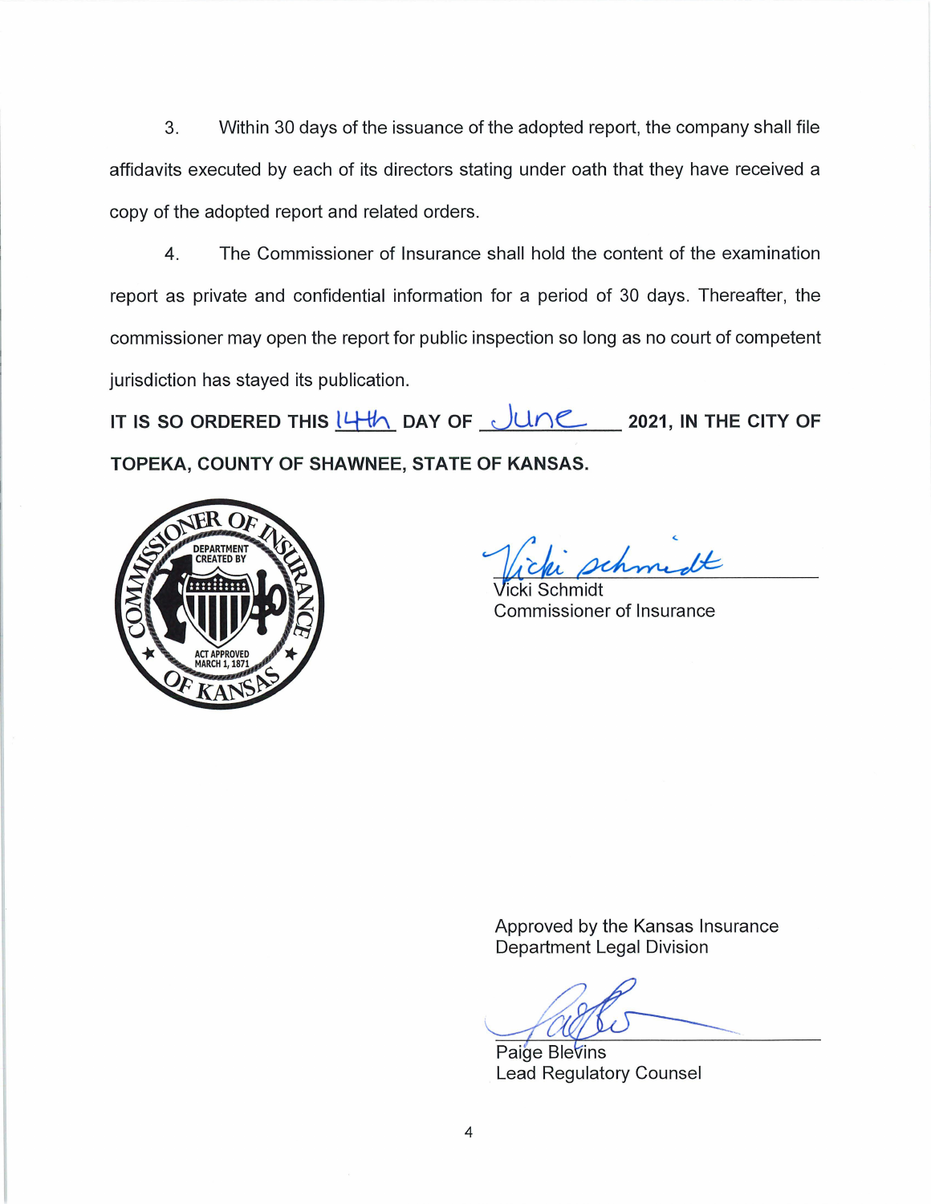3. Within 30 days of the issuance of the adopted report, the company shall file affidavits executed by each of its directors stating under oath that they have received a copy of the adopted report and related orders.

4. The Commissioner of Insurance shall hold the content of the examination report as private and confidential information for a period of 30 days. Thereafter, the commissioner may open the report for public inspection so long as no court of competent jurisdiction has stayed its publication.

**IT IS SO ORDERED THIS 14th DAY OF June 2021, IN THE CITY OF TOPEKA, COUNTY OF SHAWNEE, STATE OF KANSAS.**

COMMISSIONER OF INSURANCE OF KANSAS — DEPARTMENT CREATED BY ACT APPROVED MARCH 1, 1871

Vicki Schmidt
Commissioner of Insurance

Approved by the Kansas Insurance Department Legal Division

Paige Blevins
Lead Regulatory Counsel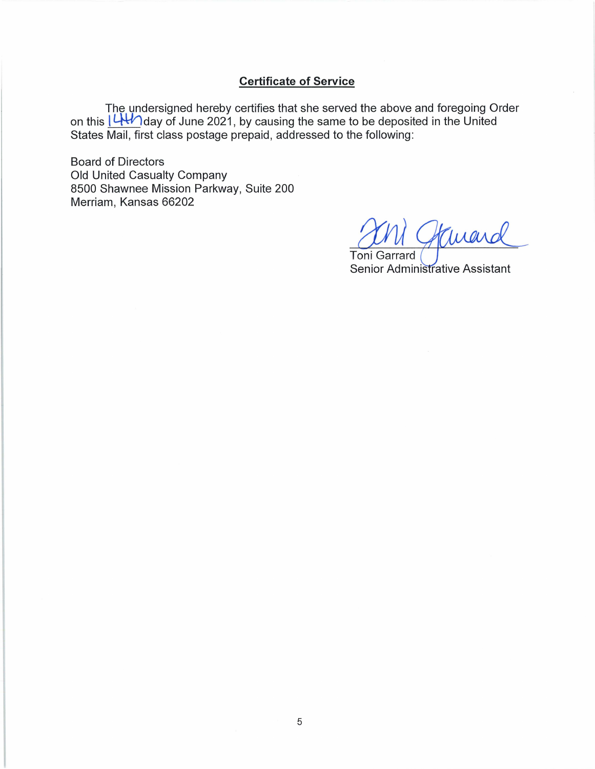## Certificate of Service

The undersigned hereby certifies that she served the above and foregoing Order on this 14th day of June 2021, by causing the same to be deposited in the United States Mail, first class postage prepaid, addressed to the following:

Board of Directors
Old United Casualty Company
8500 Shawnee Mission Parkway, Suite 200
Merriam, Kansas 66202

Toni Garrard
Senior Administrative Assistant